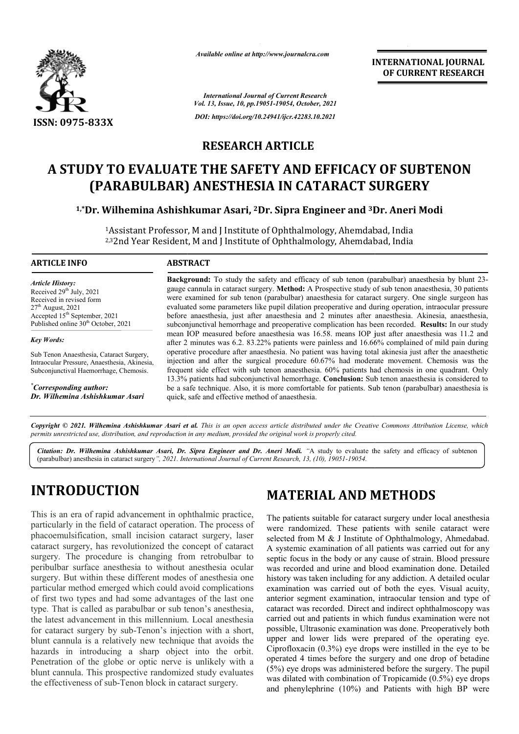*Available online at http://www.journalcra.com*

**INTERNATIONAL JOURNAL OF CURRENT RESEARCH**

*DOI: https://doi.org/10.24941/ijcr.42283.10.2021*

ISSN: 0975-833X

**RESEARCH ARTICLE**

# A STUDY TO EVALUATE THE SAFETY AND EFFICACY OF SUBTENON (PARABULBAR) ANESTHESIA IN CATARACT SURGERY

**[1,*]Dr. Wilhemina Ashishkumar Asari, [2]Dr. Sipra Engineer and [3]Dr. Aneri Modi**

[1]Assistant Professor, M and J Institute of Ophthalmology, Ahemdabad, India
[2,3]2nd Year Resident, M and J Institute of Ophthalmology, Ahemdabad, India

**ARTICLE INFO**

*Article History:*
Received 29[th] July, 2021
Received in revised form
27[th] August, 2021
Accepted 15[th] September, 2021
Published online 30[th] October, 2021

*Key Words:*

Sub Tenon Anaesthesia, Cataract Surgery, Intraocular Pressure, Anaesthesia, Akinesia, Subconjunctival Haemorrhage, Chemosis.

*[*]Corresponding author:*
*Dr. Wilhemina Ashishkumar Asari*

**ABSTRACT**

**Background:** To study the safety and efficacy of sub tenon (parabulbar) anaesthesia by blunt 23-gauge cannula in cataract surgery. **Method:** A Prospective study of sub tenon anaesthesia, 30 patients were examined for sub tenon (parabulbar) anaesthesia for cataract surgery. One single surgeon has evaluated some parameters like pupil dilation preoperative and during operation, intraocular pressure before anaesthesia, just after anaesthesia and 2 minutes after anaesthesia. Akinesia, anaesthesia, subconjunctival hemorrhage and preoperative complication has been recorded. **Results:** In our study mean IOP measured before anaesthesia was 16.58. means IOP just after anaesthesia was 11.2 and after 2 minutes was 6.2. 83.22% patients were painless and 16.66% complained of mild pain during operative procedure after anaesthesia. No patient was having total akinesia just after the anaesthetic injection and after the surgical procedure 60.67% had moderate movement. Chemosis was the frequent side effect with sub tenon anaesthesia. 60% patients had chemosis in one quadrant. Only 13.3% patients had subconjunctival hemorrhage. **Conclusion:** Sub tenon anaesthesia is considered to be a safe technique. Also, it is more comfortable for patients. Sub tenon (parabulbar) anaesthesia is quick, safe and effective method of anaesthesia.

*Copyright © 2021. Wilhemina Ashishkumar Asari et al. This is an open access article distributed under the Creative Commons Attribution License, which permits unrestricted use, distribution, and reproduction in any medium, provided the original work is properly cited.*

***Citation:** Dr. Wilhemina Ashishkumar Asari, Dr. Sipra Engineer and Dr. Aneri Modi. "A study to evaluate the safety and efficacy of subtenon (parabulbar) anesthesia in cataract surgery", 2021. International Journal of Current Research, 13, (10), 19051-19054.*

## INTRODUCTION

This is an era of rapid advancement in ophthalmic practice, particularly in the field of cataract operation. The process of phacoemulsification, small incision cataract surgery, laser cataract surgery, has revolutionized the concept of cataract surgery. The procedure is changing from retrobulbar to peribulbar surface anesthesia to without anesthesia ocular surgery. But within these different modes of anesthesia one particular method emerged which could avoid complications of first two types and had some advantages of the last one type. That is called as parabulbar or sub tenon's anesthesia, the latest advancement in this millennium. Local anesthesia for cataract surgery by sub-Tenon's injection with a short, blunt cannula is a relatively new technique that avoids the hazards in introducing a sharp object into the orbit. Penetration of the globe or optic nerve is unlikely with a blunt cannula. This prospective randomized study evaluates the effectiveness of sub-Tenon block in cataract surgery.

## MATERIAL AND METHODS

The patients suitable for cataract surgery under local anesthesia were randomized. These patients with senile cataract were selected from M & J Institute of Ophthalmology, Ahmedabad. A systemic examination of all patients was carried out for any septic focus in the body or any cause of strain. Blood pressure was recorded and urine and blood examination done. Detailed history was taken including for any addiction. A detailed ocular examination was carried out of both the eyes. Visual acuity, anterior segment examination, intraocular tension and type of cataract was recorded. Direct and indirect ophthalmoscopy was carried out and patients in which fundus examination were not possible, Ultrasonic examination was done. Preoperatively both upper and lower lids were prepared of the operating eye. Ciprofloxacin (0.3%) eye drops were instilled in the eye to be operated 4 times before the surgery and one drop of betadine (5%) eye drops was administered before the surgery. The pupil was dilated with combination of Tropicamide (0.5%) eye drops and phenylephrine (10%) and Patients with high BP were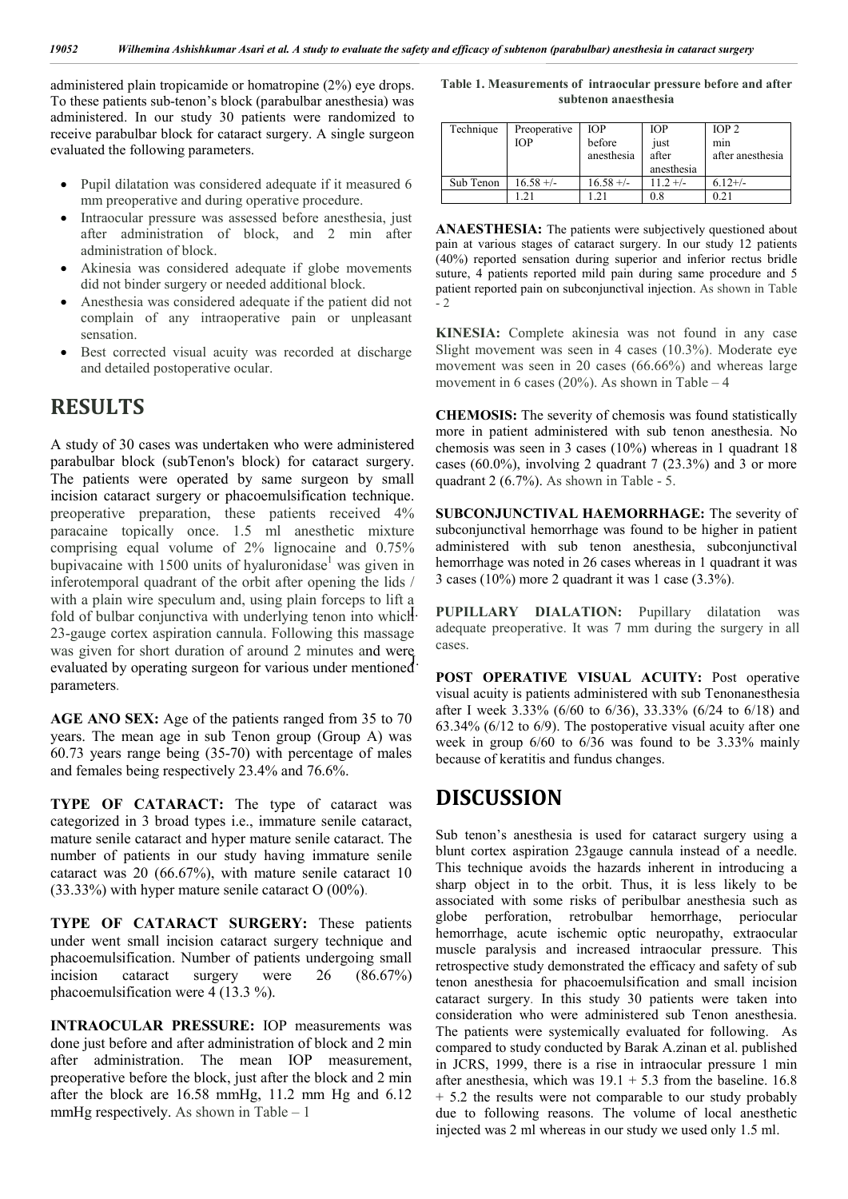administered plain tropicamide or homatropine (2%) eye drops. To these patients sub-tenon's block (parabulbar anesthesia) was administered. In our study 30 patients were randomized to receive parabulbar block for cataract surgery. A single surgeon evaluated the following parameters.

- Pupil dilatation was considered adequate if it measured 6 mm preoperative and during operative procedure.
- Intraocular pressure was assessed before anesthesia, just after administration of block, and 2 min after administration of block.
- Akinesia was considered adequate if globe movements did not binder surgery or needed additional block.
- Anesthesia was considered adequate if the patient did not complain of any intraoperative pain or unpleasant sensation.
- Best corrected visual acuity was recorded at discharge and detailed postoperative ocular.

# RESULTS

A study of 30 cases was undertaken who were administered parabulbar block (subTenon's block) for cataract surgery. The patients were operated by same surgeon by small incision cataract surgery or phacoemulsification technique. preoperative preparation, these patients received 4% paracaine topically once. 1.5 ml anesthetic mixture comprising equal volume of 2% lignocaine and 0.75% bupivacaine with 1500 units of hyaluronidase[1] was given in inferotemporal quadrant of the orbit after opening the lids / with a plain wire speculum and, using plain forceps to lift a fold of bulbar conjunctiva with underlying tenon into which 23-gauge cortex aspiration cannula. Following this massage was given for short duration of around 2 minutes and were evaluated by operating surgeon for various under mentioned parameters.

**AGE ANO SEX:** Age of the patients ranged from 35 to 70 years. The mean age in sub Tenon group (Group A) was 60.73 years range being (35-70) with percentage of males and females being respectively 23.4% and 76.6%.

**TYPE OF CATARACT:** The type of cataract was categorized in 3 broad types i.e., immature senile cataract, mature senile cataract and hyper mature senile cataract. The number of patients in our study having immature senile cataract was 20 (66.67%), with mature senile cataract 10 (33.33%) with hyper mature senile cataract O (00%).

**TYPE OF CATARACT SURGERY:** These patients under went small incision cataract surgery technique and phacoemulsification. Number of patients undergoing small incision cataract surgery were 26 (86.67%) phacoemulsification were 4 (13.3 %).

**INTRAOCULAR PRESSURE:** IOP measurements was done just before and after administration of block and 2 min after administration. The mean IOP measurement, preoperative before the block, just after the block and 2 min after the block are 16.58 mmHg, 11.2 mm Hg and 6.12 mmHg respectively. As shown in Table – 1

**Table 1. Measurements of intraocular pressure before and after subtenon anaesthesia**

| Technique | Preoperative IOP | IOP before anesthesia | IOP just after anesthesia | IOP 2 min after anesthesia |
|---|---|---|---|---|
| Sub Tenon | 16.58 +/- 1.21 | 16.58 +/- 1.21 | 11.2 +/- 0.8 | 6.12+/- 0.21 |

**ANAESTHESIA:** The patients were subjectively questioned about pain at various stages of cataract surgery. In our study 12 patients (40%) reported sensation during superior and inferior rectus bridle suture, 4 patients reported mild pain during same procedure and 5 patient reported pain on subconjunctival injection. As shown in Table - 2

**KINESIA:** Complete akinesia was not found in any case Slight movement was seen in 4 cases (10.3%). Moderate eye movement was seen in 20 cases (66.66%) and whereas large movement in 6 cases (20%). As shown in Table – 4

**CHEMOSIS:** The severity of chemosis was found statistically more in patient administered with sub tenon anesthesia. No chemosis was seen in 3 cases (10%) whereas in 1 quadrant 18 cases (60.0%), involving 2 quadrant 7 (23.3%) and 3 or more quadrant 2 (6.7%). As shown in Table - 5.

**SUBCONJUNCTIVAL HAEMORRHAGE:** The severity of subconjunctival hemorrhage was found to be higher in patient administered with sub tenon anesthesia, subconjunctival hemorrhage was noted in 26 cases whereas in 1 quadrant it was 3 cases (10%) more 2 quadrant it was 1 case (3.3%).

**PUPILLARY DIALATION:** Pupillary dilatation was adequate preoperative. It was 7 mm during the surgery in all cases.

**POST OPERATIVE VISUAL ACUITY:** Post operative visual acuity is patients administered with sub Tenonanesthesia after I week 3.33% (6/60 to 6/36), 33.33% (6/24 to 6/18) and 63.34% (6/12 to 6/9). The postoperative visual acuity after one week in group 6/60 to 6/36 was found to be 3.33% mainly because of keratitis and fundus changes.

# DISCUSSION

Sub tenon's anesthesia is used for cataract surgery using a blunt cortex aspiration 23gauge cannula instead of a needle. This technique avoids the hazards inherent in introducing a sharp object in to the orbit. Thus, it is less likely to be associated with some risks of peribulbar anesthesia such as globe perforation, retrobulbar hemorrhage, periocular hemorrhage, acute ischemic optic neuropathy, extraocular muscle paralysis and increased intraocular pressure. This retrospective study demonstrated the efficacy and safety of sub tenon anesthesia for phacoemulsification and small incision cataract surgery. In this study 30 patients were taken into consideration who were administered sub Tenon anesthesia. The patients were systemically evaluated for following. As compared to study conducted by Barak A.zinan et al. published in JCRS, 1999, there is a rise in intraocular pressure 1 min after anesthesia, which was 19.1 + 5.3 from the baseline. 16.8 + 5.2 the results were not comparable to our study probably due to following reasons. The volume of local anesthetic injected was 2 ml whereas in our study we used only 1.5 ml.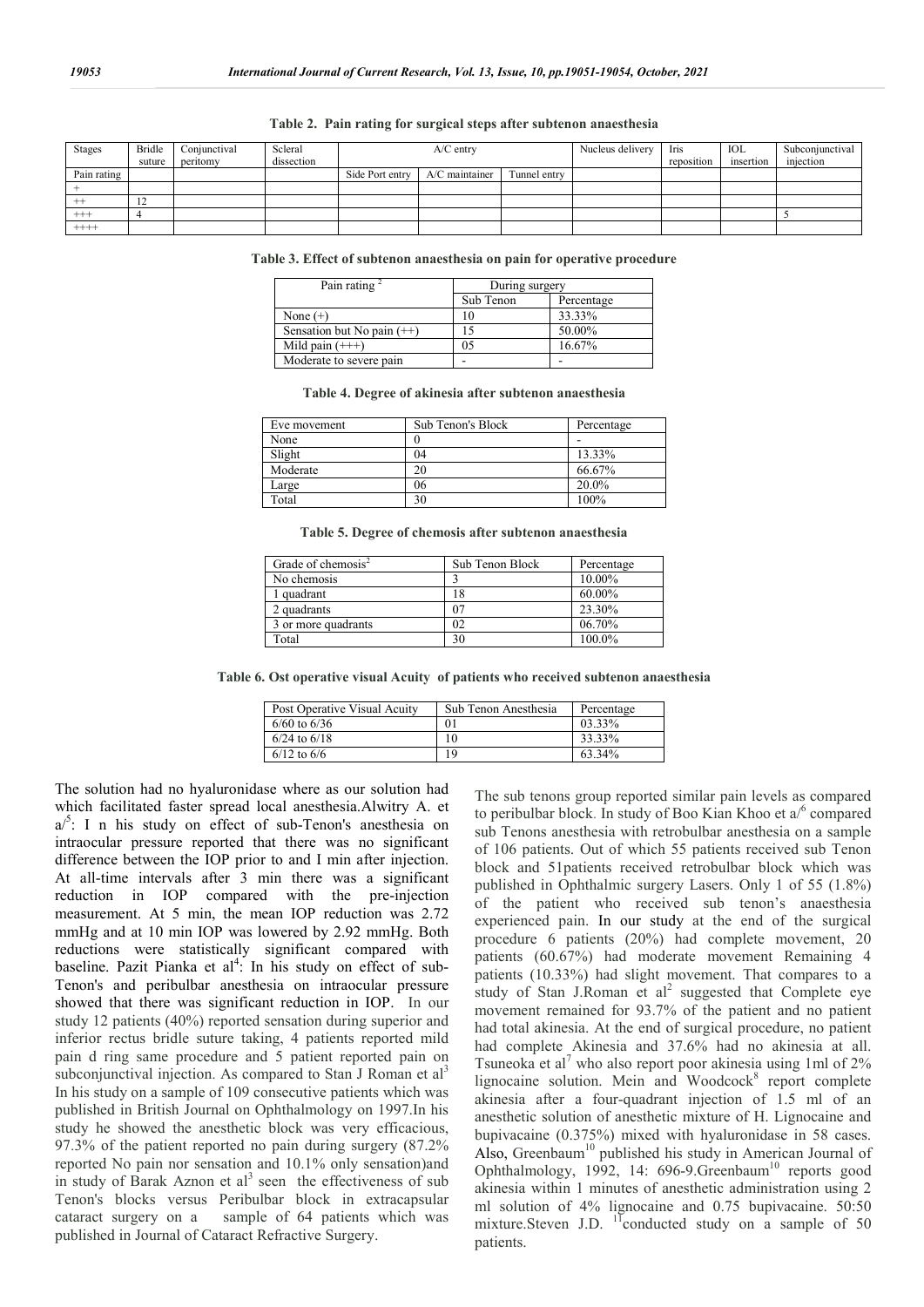**Table 2. Pain rating for surgical steps after subtenon anaesthesia**

| Stages | Bridle suture | Conjunctival peritomy | Scleral dissection | A/C entry | | | Nucleus delivery | Iris reposition | IOL insertion | Subconjunctival injection |
|---|---|---|---|---|---|---|---|---|---|---|
| Pain rating | | | | Side Port entry | A/C maintainer | Tunnel entry | | | | |
| + | | | | | | | | | | |
| ++ | 12 | | | | | | | | | |
| +++ | 4 | | | | | | | | | 5 |
| ++++ | | | | | | | | | | |

**Table 3. Effect of subtenon anaesthesia on pain for operative procedure**

| Pain rating [2] | During surgery | |
|---|---|---|
| | Sub Tenon | Percentage |
| None (+) | 10 | 33.33% |
| Sensation but No pain (++) | 15 | 50.00% |
| Mild pain (+++) | 05 | 16.67% |
| Moderate to severe pain | - | - |

**Table 4. Degree of akinesia after subtenon anaesthesia**

| Eye movement | Sub Tenon's Block | Percentage |
|---|---|---|
| None | 0 | - |
| Slight | 04 | 13.33% |
| Moderate | 20 | 66.67% |
| Large | 06 | 20.0% |
| Total | 30 | 100% |

**Table 5. Degree of chemosis after subtenon anaesthesia**

| Grade of chemosis[2] | Sub Tenon Block | Percentage |
|---|---|---|
| No chemosis | 3 | 10.00% |
| 1 quadrant | 18 | 60.00% |
| 2 quadrants | 07 | 23.30% |
| 3 or more quadrants | 02 | 06.70% |
| Total | 30 | 100.0% |

**Table 6. Ost operative visual Acuity of patients who received subtenon anaesthesia**

| Post Operative Visual Acuity | Sub Tenon Anesthesia | Percentage |
|---|---|---|
| 6/60 to 6/36 | 01 | 03.33% |
| 6/24 to 6/18 | 10 | 33.33% |
| 6/12 to 6/6 | 19 | 63.34% |

The solution had no hyaluronidase where as our solution had which facilitated faster spread local anesthesia.Alwitry A. et a/[5]: I n his study on effect of sub-Tenon's anesthesia on intraocular pressure reported that there was no significant difference between the IOP prior to and I min after injection. At all-time intervals after 3 min there was a significant reduction in IOP compared with the pre-injection measurement. At 5 min, the mean IOP reduction was 2.72 mmHg and at 10 min IOP was lowered by 2.92 mmHg. Both reductions were statistically significant compared with baseline. Pazit Pianka et al[4]: In his study on effect of sub-Tenon's and peribulbar anesthesia on intraocular pressure showed that there was significant reduction in IOP. In our study 12 patients (40%) reported sensation during superior and inferior rectus bridle suture taking, 4 patients reported mild pain d ring same procedure and 5 patient reported pain on subconjunctival injection. As compared to Stan J Roman et al[3] In his study on a sample of 109 consecutive patients which was published in British Journal on Ophthalmology on 1997.In his study he showed the anesthetic block was very efficacious, 97.3% of the patient reported no pain during surgery (87.2% reported No pain nor sensation and 10.1% only sensation)and in study of Barak Aznon et al[3] seen the effectiveness of sub Tenon's blocks versus Peribulbar block in extracapsular cataract surgery on a sample of 64 patients which was published in Journal of Cataract Refractive Surgery.

The sub tenons group reported similar pain levels as compared to peribulbar block. In study of Boo Kian Khoo et a/[6] compared sub Tenons anesthesia with retrobulbar anesthesia on a sample of 106 patients. Out of which 55 patients received sub Tenon block and 51patients received retrobulbar block which was published in Ophthalmic surgery Lasers. Only 1 of 55 (1.8%) of the patient who received sub tenon's anaesthesia experienced pain. In our study at the end of the surgical procedure 6 patients (20%) had complete movement, 20 patients (60.67%) had moderate movement Remaining 4 patients (10.33%) had slight movement. That compares to a study of Stan J.Roman et al[2] suggested that Complete eye movement remained for 93.7% of the patient and no patient had total akinesia. At the end of surgical procedure, no patient had complete Akinesia and 37.6% had no akinesia at all. Tsuneoka et al[7] who also report poor akinesia using 1ml of 2% lignocaine solution. Mein and Woodcock[8] report complete akinesia after a four-quadrant injection of 1.5 ml of an anesthetic solution of anesthetic mixture of H. Lignocaine and bupivacaine (0.375%) mixed with hyaluronidase in 58 cases. Also, Greenbaum[10] published his study in American Journal of Ophthalmology, 1992, 14: 696-9.Greenbaum[10] reports good akinesia within 1 minutes of anesthetic administration using 2 ml solution of 4% lignocaine and 0.75 bupivacaine. 50:50 mixture.Steven J.D. [11]conducted study on a sample of 50 patients.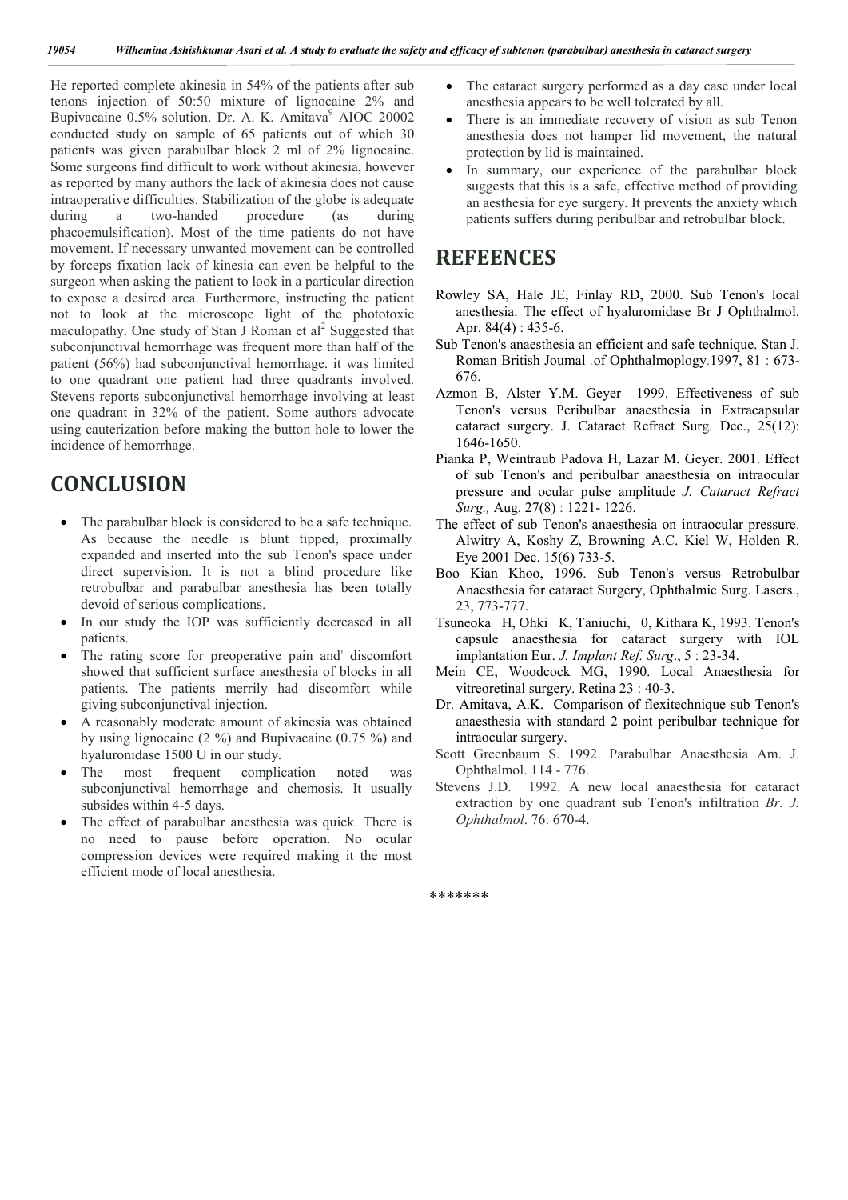He reported complete akinesia in 54% of the patients after sub tenons injection of 50:50 mixture of lignocaine 2% and Bupivacaine 0.5% solution. Dr. A. K. Amitava[9] AIOC 20002 conducted study on sample of 65 patients out of which 30 patients was given parabulbar block 2 ml of 2% lignocaine. Some surgeons find difficult to work without akinesia, however as reported by many authors the lack of akinesia does not cause intraoperative difficulties. Stabilization of the globe is adequate during a two-handed procedure (as during phacoemulsification). Most of the time patients do not have movement. If necessary unwanted movement can be controlled by forceps fixation lack of kinesia can even be helpful to the surgeon when asking the patient to look in a particular direction to expose a desired area. Furthermore, instructing the patient not to look at the microscope light of the phototoxic maculopathy. One study of Stan J Roman et al[2] Suggested that subconjunctival hemorrhage was frequent more than half of the patient (56%) had subconjunctival hemorrhage. it was limited to one quadrant one patient had three quadrants involved. Stevens reports subconjunctival hemorrhage involving at least one quadrant in 32% of the patient. Some authors advocate using cauterization before making the button hole to lower the incidence of hemorrhage.

## CONCLUSION

- The parabulbar block is considered to be a safe technique. As because the needle is blunt tipped, proximally expanded and inserted into the sub Tenon's space under direct supervision. It is not a blind procedure like retrobulbar and parabulbar anesthesia has been totally devoid of serious complications.
- In our study the IOP was sufficiently decreased in all patients.
- The rating score for preoperative pain and discomfort showed that sufficient surface anesthesia of blocks in all patients. The patients merrily had discomfort while giving subconjunctival injection.
- A reasonably moderate amount of akinesia was obtained by using lignocaine (2 %) and Bupivacaine (0.75 %) and hyaluronidase 1500 U in our study.
- The most frequent complication noted was subconjunctival hemorrhage and chemosis. It usually subsides within 4-5 days.
- The effect of parabulbar anesthesia was quick. There is no need to pause before operation. No ocular compression devices were required making it the most efficient mode of local anesthesia.
- The cataract surgery performed as a day case under local anesthesia appears to be well tolerated by all.
- There is an immediate recovery of vision as sub Tenon anesthesia does not hamper lid movement, the natural protection by lid is maintained.
- In summary, our experience of the parabulbar block suggests that this is a safe, effective method of providing an aesthesia for eye surgery. It prevents the anxiety which patients suffers during peribulbar and retrobulbar block.

## REFEENCES

Rowley SA, Hale JE, Finlay RD, 2000. Sub Tenon's local anesthesia. The effect of hyaluromidase Br J Ophthalmol. Apr. 84(4) : 435-6.

Sub Tenon's anaesthesia an efficient and safe technique. Stan J. Roman British Joumal .of Ophthalmoplogy.1997, 81 : 673-676.

Azmon B, Alster Y.M. Geyer 1999. Effectiveness of sub Tenon's versus Peribulbar anaesthesia in Extracapsular cataract surgery. J. Cataract Refract Surg. Dec., 25(12): 1646-1650.

Pianka P, Weintraub Padova H, Lazar M. Geyer. 2001. Effect of sub Tenon's and peribulbar anaesthesia on intraocular pressure and ocular pulse amplitude *J. Cataract Refract Surg.,* Aug. 27(8) : 1221- 1226.

The effect of sub Tenon's anaesthesia on intraocular pressure. Alwitry A, Koshy Z, Browning A.C. Kiel W, Holden R. Eye 2001 Dec. 15(6) 733-5.

Boo Kian Khoo, 1996. Sub Tenon's versus Retrobulbar Anaesthesia for cataract Surgery, Ophthalmic Surg. Lasers., 23, 773-777.

Tsuneoka H, Ohki K, Taniuchi, 0, Kithara K, 1993. Tenon's capsule anaesthesia for cataract surgery with IOL implantation Eur. *J. Implant Ref. Surg*., 5 : 23-34.

Mein CE, Woodcock MG, 1990. Local Anaesthesia for vitreoretinal surgery. Retina 23 : 40-3.

Dr. Amitava, A.K. Comparison of flexitechnique sub Tenon's anaesthesia with standard 2 point peribulbar technique for intraocular surgery.

Scott Greenbaum S. 1992. Parabulbar Anaesthesia Am. J. Ophthalmol. 114 - 776.

Stevens J.D. 1992. A new local anaesthesia for cataract extraction by one quadrant sub Tenon's infiltration *Br. J. Ophthalmol*. 76: 670-4.

\*\*\*\*\*\*\*